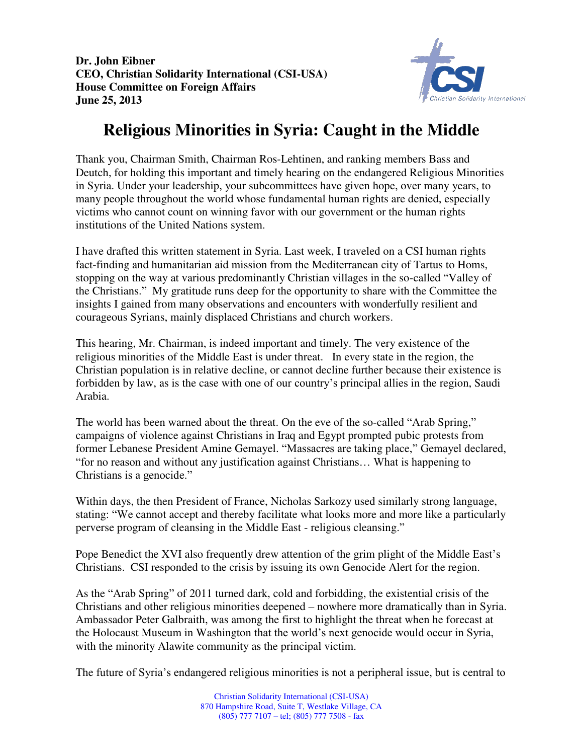**Dr. John Eibner**
**CEO, Christian Solidarity International (CSI-USA)**
**House Committee on Foreign Affairs**
**June 25, 2013**

# Religious Minorities in Syria: Caught in the Middle

Thank you, Chairman Smith, Chairman Ros-Lehtinen, and ranking members Bass and Deutch, for holding this important and timely hearing on the endangered Religious Minorities in Syria. Under your leadership, your subcommittees have given hope, over many years, to many people throughout the world whose fundamental human rights are denied, especially victims who cannot count on winning favor with our government or the human rights institutions of the United Nations system.

I have drafted this written statement in Syria. Last week, I traveled on a CSI human rights fact-finding and humanitarian aid mission from the Mediterranean city of Tartus to Homs, stopping on the way at various predominantly Christian villages in the so-called "Valley of the Christians." My gratitude runs deep for the opportunity to share with the Committee the insights I gained from many observations and encounters with wonderfully resilient and courageous Syrians, mainly displaced Christians and church workers.

This hearing, Mr. Chairman, is indeed important and timely. The very existence of the religious minorities of the Middle East is under threat. In every state in the region, the Christian population is in relative decline, or cannot decline further because their existence is forbidden by law, as is the case with one of our country's principal allies in the region, Saudi Arabia.

The world has been warned about the threat. On the eve of the so-called "Arab Spring," campaigns of violence against Christians in Iraq and Egypt prompted pubic protests from former Lebanese President Amine Gemayel. "Massacres are taking place," Gemayel declared, "for no reason and without any justification against Christians… What is happening to Christians is a genocide."

Within days, the then President of France, Nicholas Sarkozy used similarly strong language, stating: "We cannot accept and thereby facilitate what looks more and more like a particularly perverse program of cleansing in the Middle East - religious cleansing."

Pope Benedict the XVI also frequently drew attention of the grim plight of the Middle East's Christians. CSI responded to the crisis by issuing its own Genocide Alert for the region.

As the "Arab Spring" of 2011 turned dark, cold and forbidding, the existential crisis of the Christians and other religious minorities deepened – nowhere more dramatically than in Syria. Ambassador Peter Galbraith, was among the first to highlight the threat when he forecast at the Holocaust Museum in Washington that the world's next genocide would occur in Syria, with the minority Alawite community as the principal victim.

The future of Syria's endangered religious minorities is not a peripheral issue, but is central to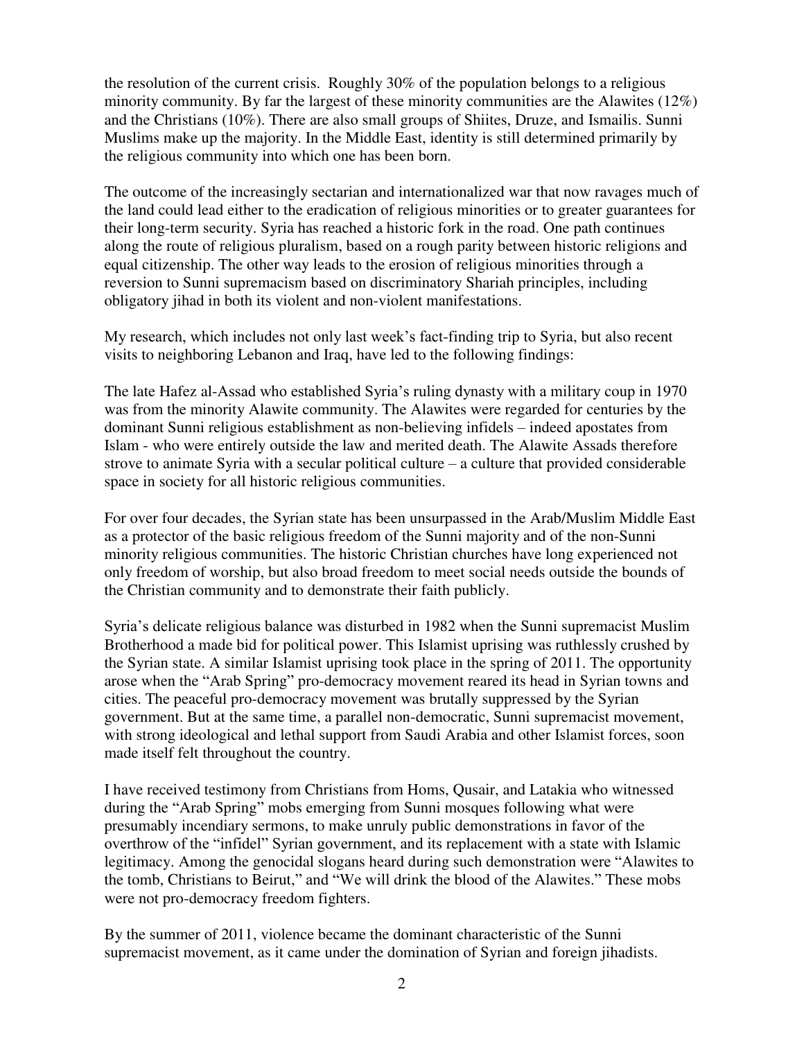the resolution of the current crisis. Roughly 30% of the population belongs to a religious minority community. By far the largest of these minority communities are the Alawites (12%) and the Christians (10%). There are also small groups of Shiites, Druze, and Ismailis. Sunni Muslims make up the majority. In the Middle East, identity is still determined primarily by the religious community into which one has been born.

The outcome of the increasingly sectarian and internationalized war that now ravages much of the land could lead either to the eradication of religious minorities or to greater guarantees for their long-term security. Syria has reached a historic fork in the road. One path continues along the route of religious pluralism, based on a rough parity between historic religions and equal citizenship. The other way leads to the erosion of religious minorities through a reversion to Sunni supremacism based on discriminatory Shariah principles, including obligatory jihad in both its violent and non-violent manifestations.

My research, which includes not only last week's fact-finding trip to Syria, but also recent visits to neighboring Lebanon and Iraq, have led to the following findings:

The late Hafez al-Assad who established Syria's ruling dynasty with a military coup in 1970 was from the minority Alawite community. The Alawites were regarded for centuries by the dominant Sunni religious establishment as non-believing infidels – indeed apostates from Islam - who were entirely outside the law and merited death. The Alawite Assads therefore strove to animate Syria with a secular political culture – a culture that provided considerable space in society for all historic religious communities.

For over four decades, the Syrian state has been unsurpassed in the Arab/Muslim Middle East as a protector of the basic religious freedom of the Sunni majority and of the non-Sunni minority religious communities. The historic Christian churches have long experienced not only freedom of worship, but also broad freedom to meet social needs outside the bounds of the Christian community and to demonstrate their faith publicly.

Syria's delicate religious balance was disturbed in 1982 when the Sunni supremacist Muslim Brotherhood a made bid for political power. This Islamist uprising was ruthlessly crushed by the Syrian state. A similar Islamist uprising took place in the spring of 2011. The opportunity arose when the "Arab Spring" pro-democracy movement reared its head in Syrian towns and cities. The peaceful pro-democracy movement was brutally suppressed by the Syrian government. But at the same time, a parallel non-democratic, Sunni supremacist movement, with strong ideological and lethal support from Saudi Arabia and other Islamist forces, soon made itself felt throughout the country.

I have received testimony from Christians from Homs, Qusair, and Latakia who witnessed during the "Arab Spring" mobs emerging from Sunni mosques following what were presumably incendiary sermons, to make unruly public demonstrations in favor of the overthrow of the "infidel" Syrian government, and its replacement with a state with Islamic legitimacy. Among the genocidal slogans heard during such demonstration were "Alawites to the tomb, Christians to Beirut," and "We will drink the blood of the Alawites." These mobs were not pro-democracy freedom fighters.

By the summer of 2011, violence became the dominant characteristic of the Sunni supremacist movement, as it came under the domination of Syrian and foreign jihadists.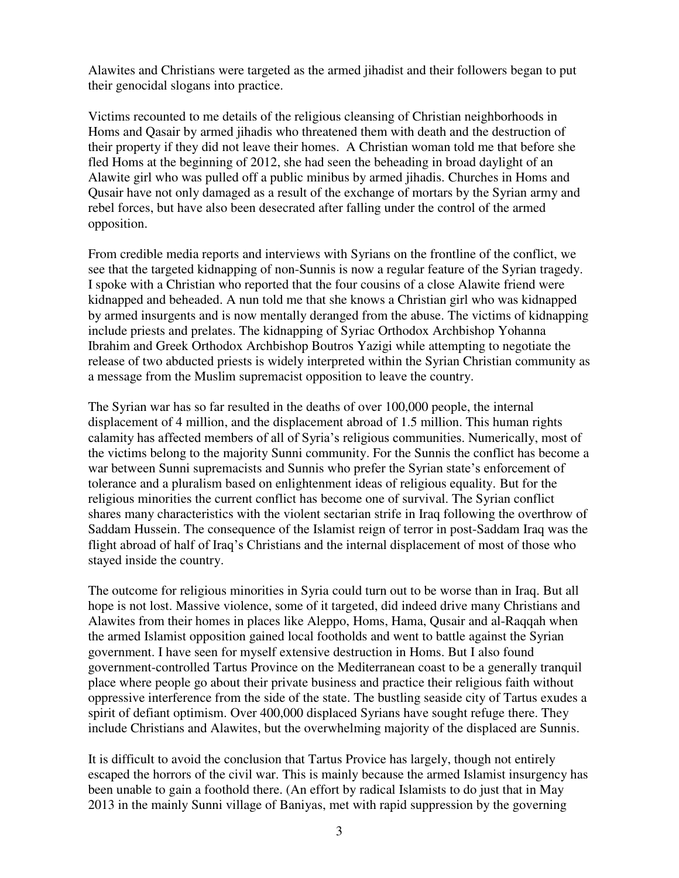Alawites and Christians were targeted as the armed jihadist and their followers began to put their genocidal slogans into practice.

Victims recounted to me details of the religious cleansing of Christian neighborhoods in Homs and Qasair by armed jihadis who threatened them with death and the destruction of their property if they did not leave their homes. A Christian woman told me that before she fled Homs at the beginning of 2012, she had seen the beheading in broad daylight of an Alawite girl who was pulled off a public minibus by armed jihadis. Churches in Homs and Qusair have not only damaged as a result of the exchange of mortars by the Syrian army and rebel forces, but have also been desecrated after falling under the control of the armed opposition.

From credible media reports and interviews with Syrians on the frontline of the conflict, we see that the targeted kidnapping of non-Sunnis is now a regular feature of the Syrian tragedy. I spoke with a Christian who reported that the four cousins of a close Alawite friend were kidnapped and beheaded. A nun told me that she knows a Christian girl who was kidnapped by armed insurgents and is now mentally deranged from the abuse. The victims of kidnapping include priests and prelates. The kidnapping of Syriac Orthodox Archbishop Yohanna Ibrahim and Greek Orthodox Archbishop Boutros Yazigi while attempting to negotiate the release of two abducted priests is widely interpreted within the Syrian Christian community as a message from the Muslim supremacist opposition to leave the country.

The Syrian war has so far resulted in the deaths of over 100,000 people, the internal displacement of 4 million, and the displacement abroad of 1.5 million. This human rights calamity has affected members of all of Syria's religious communities. Numerically, most of the victims belong to the majority Sunni community. For the Sunnis the conflict has become a war between Sunni supremacists and Sunnis who prefer the Syrian state's enforcement of tolerance and a pluralism based on enlightenment ideas of religious equality. But for the religious minorities the current conflict has become one of survival. The Syrian conflict shares many characteristics with the violent sectarian strife in Iraq following the overthrow of Saddam Hussein. The consequence of the Islamist reign of terror in post-Saddam Iraq was the flight abroad of half of Iraq's Christians and the internal displacement of most of those who stayed inside the country.

The outcome for religious minorities in Syria could turn out to be worse than in Iraq. But all hope is not lost. Massive violence, some of it targeted, did indeed drive many Christians and Alawites from their homes in places like Aleppo, Homs, Hama, Qusair and al-Raqqah when the armed Islamist opposition gained local footholds and went to battle against the Syrian government. I have seen for myself extensive destruction in Homs. But I also found government-controlled Tartus Province on the Mediterranean coast to be a generally tranquil place where people go about their private business and practice their religious faith without oppressive interference from the side of the state. The bustling seaside city of Tartus exudes a spirit of defiant optimism. Over 400,000 displaced Syrians have sought refuge there. They include Christians and Alawites, but the overwhelming majority of the displaced are Sunnis.

It is difficult to avoid the conclusion that Tartus Provice has largely, though not entirely escaped the horrors of the civil war. This is mainly because the armed Islamist insurgency has been unable to gain a foothold there. (An effort by radical Islamists to do just that in May 2013 in the mainly Sunni village of Baniyas, met with rapid suppression by the governing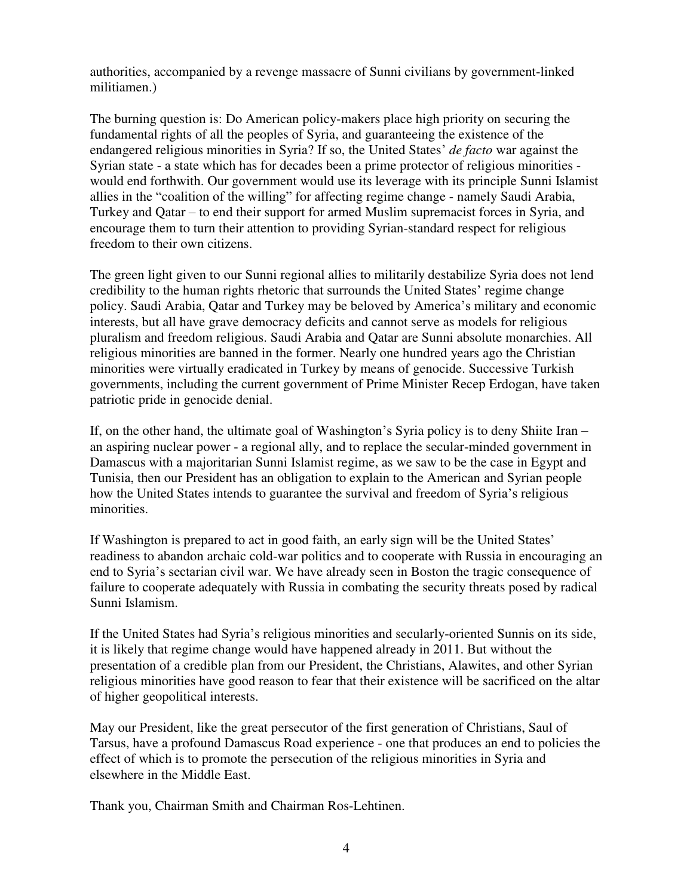authorities, accompanied by a revenge massacre of Sunni civilians by government-linked militiamen.)

The burning question is: Do American policy-makers place high priority on securing the fundamental rights of all the peoples of Syria, and guaranteeing the existence of the endangered religious minorities in Syria? If so, the United States' *de facto* war against the Syrian state - a state which has for decades been a prime protector of religious minorities - would end forthwith. Our government would use its leverage with its principle Sunni Islamist allies in the "coalition of the willing" for affecting regime change - namely Saudi Arabia, Turkey and Qatar – to end their support for armed Muslim supremacist forces in Syria, and encourage them to turn their attention to providing Syrian-standard respect for religious freedom to their own citizens.

The green light given to our Sunni regional allies to militarily destabilize Syria does not lend credibility to the human rights rhetoric that surrounds the United States' regime change policy. Saudi Arabia, Qatar and Turkey may be beloved by America's military and economic interests, but all have grave democracy deficits and cannot serve as models for religious pluralism and freedom religious. Saudi Arabia and Qatar are Sunni absolute monarchies. All religious minorities are banned in the former. Nearly one hundred years ago the Christian minorities were virtually eradicated in Turkey by means of genocide. Successive Turkish governments, including the current government of Prime Minister Recep Erdogan, have taken patriotic pride in genocide denial.

If, on the other hand, the ultimate goal of Washington's Syria policy is to deny Shiite Iran – an aspiring nuclear power - a regional ally, and to replace the secular-minded government in Damascus with a majoritarian Sunni Islamist regime, as we saw to be the case in Egypt and Tunisia, then our President has an obligation to explain to the American and Syrian people how the United States intends to guarantee the survival and freedom of Syria's religious minorities.

If Washington is prepared to act in good faith, an early sign will be the United States' readiness to abandon archaic cold-war politics and to cooperate with Russia in encouraging an end to Syria's sectarian civil war. We have already seen in Boston the tragic consequence of failure to cooperate adequately with Russia in combating the security threats posed by radical Sunni Islamism.

If the United States had Syria's religious minorities and secularly-oriented Sunnis on its side, it is likely that regime change would have happened already in 2011. But without the presentation of a credible plan from our President, the Christians, Alawites, and other Syrian religious minorities have good reason to fear that their existence will be sacrificed on the altar of higher geopolitical interests.

May our President, like the great persecutor of the first generation of Christians, Saul of Tarsus, have a profound Damascus Road experience - one that produces an end to policies the effect of which is to promote the persecution of the religious minorities in Syria and elsewhere in the Middle East.

Thank you, Chairman Smith and Chairman Ros-Lehtinen.